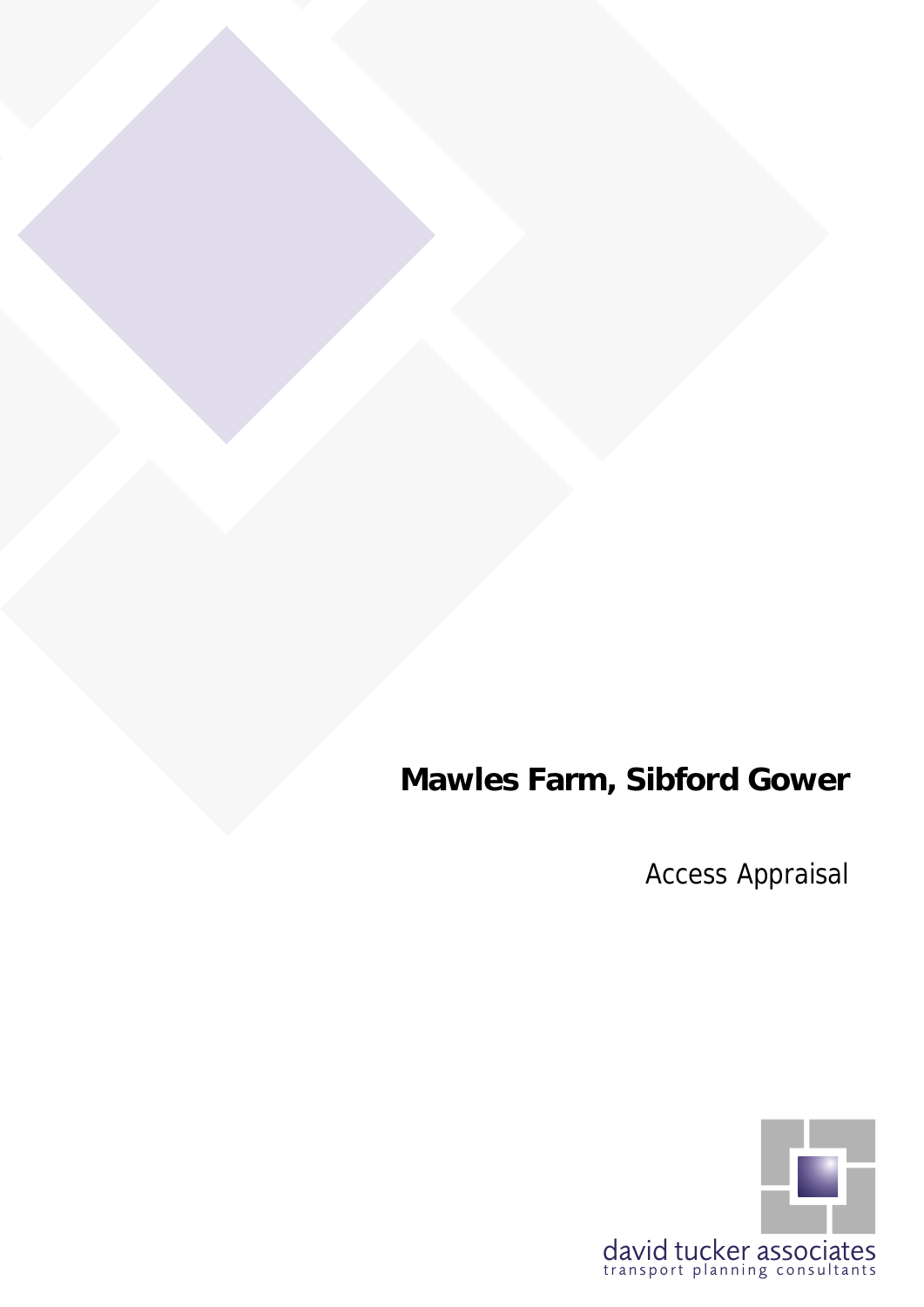# Mawles Farm, Sibford Gower

Access Appraisal

david tucker associates
transport planning consultants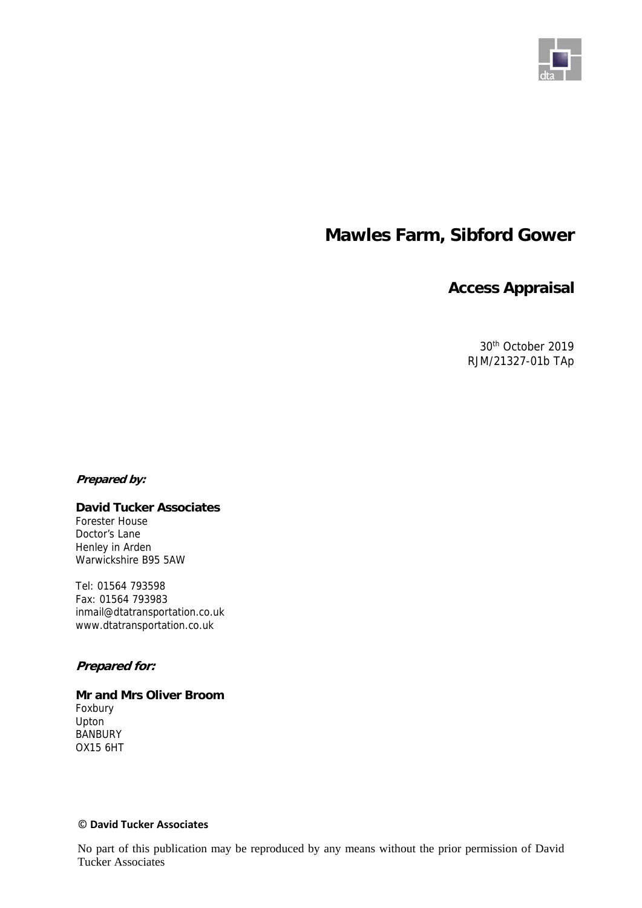# Mawles Farm, Sibford Gower

## Access Appraisal

30th October 2019
RJM/21327-01b TAp

***Prepared by:***

**David Tucker Associates**
Forester House
Doctor's Lane
Henley in Arden
Warwickshire B95 5AW

Tel: 01564 793598
Fax: 01564 793983
inmail@dtatransportation.co.uk
www.dtatransportation.co.uk

***Prepared for:***

**Mr and Mrs Oliver Broom**
Foxbury
Upton
BANBURY
OX15 6HT

**© David Tucker Associates**

No part of this publication may be reproduced by any means without the prior permission of David Tucker Associates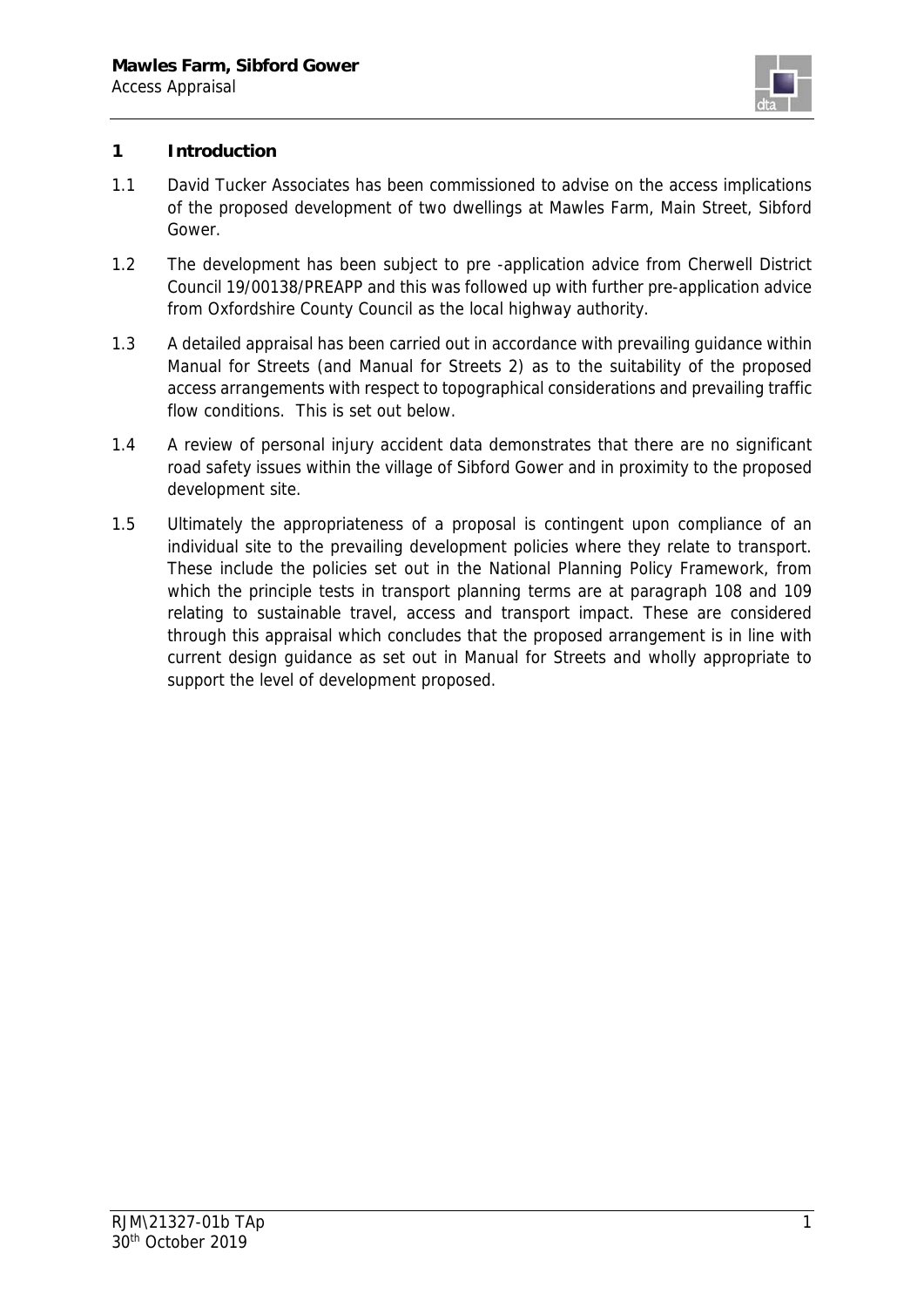## 1 Introduction

1.1 David Tucker Associates has been commissioned to advise on the access implications of the proposed development of two dwellings at Mawles Farm, Main Street, Sibford Gower.

1.2 The development has been subject to pre -application advice from Cherwell District Council 19/00138/PREAPP and this was followed up with further pre-application advice from Oxfordshire County Council as the local highway authority.

1.3 A detailed appraisal has been carried out in accordance with prevailing guidance within Manual for Streets (and Manual for Streets 2) as to the suitability of the proposed access arrangements with respect to topographical considerations and prevailing traffic flow conditions. This is set out below.

1.4 A review of personal injury accident data demonstrates that there are no significant road safety issues within the village of Sibford Gower and in proximity to the proposed development site.

1.5 Ultimately the appropriateness of a proposal is contingent upon compliance of an individual site to the prevailing development policies where they relate to transport. These include the policies set out in the National Planning Policy Framework, from which the principle tests in transport planning terms are at paragraph 108 and 109 relating to sustainable travel, access and transport impact. These are considered through this appraisal which concludes that the proposed arrangement is in line with current design guidance as set out in Manual for Streets and wholly appropriate to support the level of development proposed.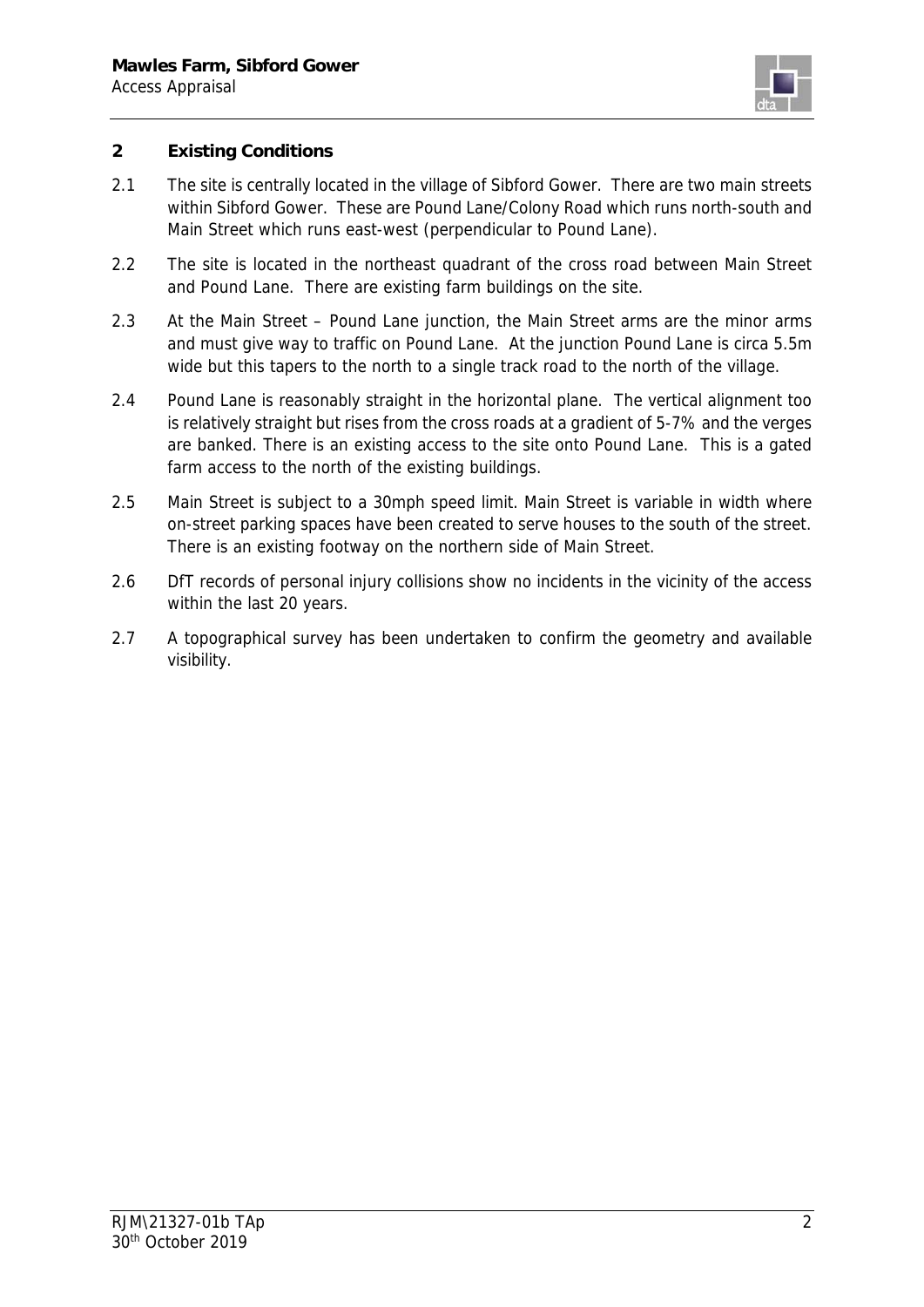## 2 Existing Conditions

2.1 The site is centrally located in the village of Sibford Gower. There are two main streets within Sibford Gower. These are Pound Lane/Colony Road which runs north-south and Main Street which runs east-west (perpendicular to Pound Lane).

2.2 The site is located in the northeast quadrant of the cross road between Main Street and Pound Lane. There are existing farm buildings on the site.

2.3 At the Main Street – Pound Lane junction, the Main Street arms are the minor arms and must give way to traffic on Pound Lane. At the junction Pound Lane is circa 5.5m wide but this tapers to the north to a single track road to the north of the village.

2.4 Pound Lane is reasonably straight in the horizontal plane. The vertical alignment too is relatively straight but rises from the cross roads at a gradient of 5-7% and the verges are banked. There is an existing access to the site onto Pound Lane. This is a gated farm access to the north of the existing buildings.

2.5 Main Street is subject to a 30mph speed limit. Main Street is variable in width where on-street parking spaces have been created to serve houses to the south of the street. There is an existing footway on the northern side of Main Street.

2.6 DfT records of personal injury collisions show no incidents in the vicinity of the access within the last 20 years.

2.7 A topographical survey has been undertaken to confirm the geometry and available visibility.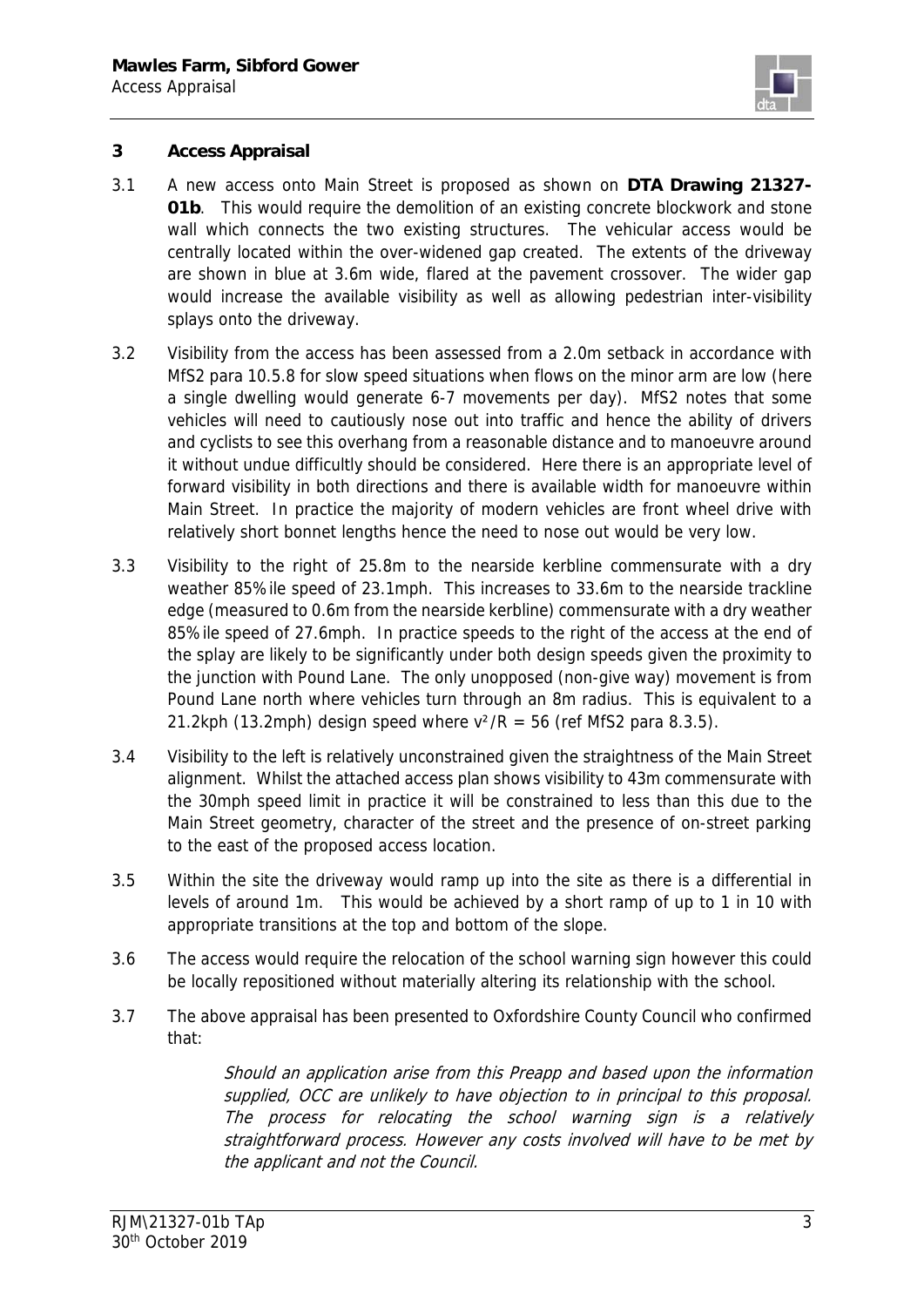## 3 Access Appraisal

3.1 A new access onto Main Street is proposed as shown on **DTA Drawing 21327-01b**. This would require the demolition of an existing concrete blockwork and stone wall which connects the two existing structures. The vehicular access would be centrally located within the over-widened gap created. The extents of the driveway are shown in blue at 3.6m wide, flared at the pavement crossover. The wider gap would increase the available visibility as well as allowing pedestrian inter-visibility splays onto the driveway.

3.2 Visibility from the access has been assessed from a 2.0m setback in accordance with MfS2 para 10.5.8 for slow speed situations when flows on the minor arm are low (here a single dwelling would generate 6-7 movements per day). MfS2 notes that some vehicles will need to cautiously nose out into traffic and hence the ability of drivers and cyclists to see this overhang from a reasonable distance and to manoeuvre around it without undue difficultly should be considered. Here there is an appropriate level of forward visibility in both directions and there is available width for manoeuvre within Main Street. In practice the majority of modern vehicles are front wheel drive with relatively short bonnet lengths hence the need to nose out would be very low.

3.3 Visibility to the right of 25.8m to the nearside kerbline commensurate with a dry weather 85%ile speed of 23.1mph. This increases to 33.6m to the nearside trackline edge (measured to 0.6m from the nearside kerbline) commensurate with a dry weather 85%ile speed of 27.6mph. In practice speeds to the right of the access at the end of the splay are likely to be significantly under both design speeds given the proximity to the junction with Pound Lane. The only unopposed (non-give way) movement is from Pound Lane north where vehicles turn through an 8m radius. This is equivalent to a 21.2kph (13.2mph) design speed where $v^2/R = 56$ (ref MfS2 para 8.3.5).

3.4 Visibility to the left is relatively unconstrained given the straightness of the Main Street alignment. Whilst the attached access plan shows visibility to 43m commensurate with the 30mph speed limit in practice it will be constrained to less than this due to the Main Street geometry, character of the street and the presence of on-street parking to the east of the proposed access location.

3.5 Within the site the driveway would ramp up into the site as there is a differential in levels of around 1m. This would be achieved by a short ramp of up to 1 in 10 with appropriate transitions at the top and bottom of the slope.

3.6 The access would require the relocation of the school warning sign however this could be locally repositioned without materially altering its relationship with the school.

3.7 The above appraisal has been presented to Oxfordshire County Council who confirmed that:

> *Should an application arise from this Preapp and based upon the information supplied, OCC are unlikely to have objection to in principal to this proposal. The process for relocating the school warning sign is a relatively straightforward process. However any costs involved will have to be met by the applicant and not the Council.*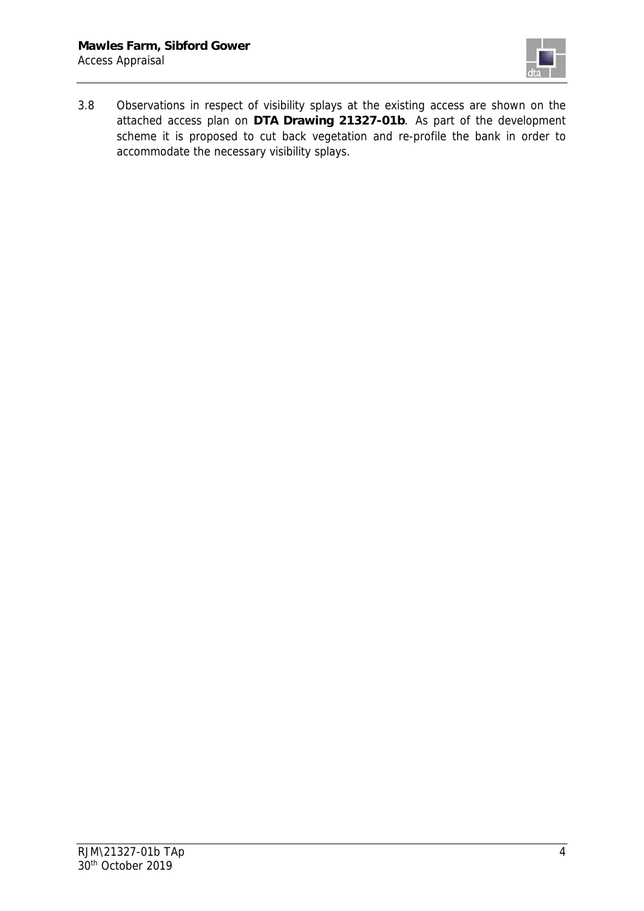3.8 Observations in respect of visibility splays at the existing access are shown on the attached access plan on **DTA Drawing 21327-01b**. As part of the development scheme it is proposed to cut back vegetation and re-profile the bank in order to accommodate the necessary visibility splays.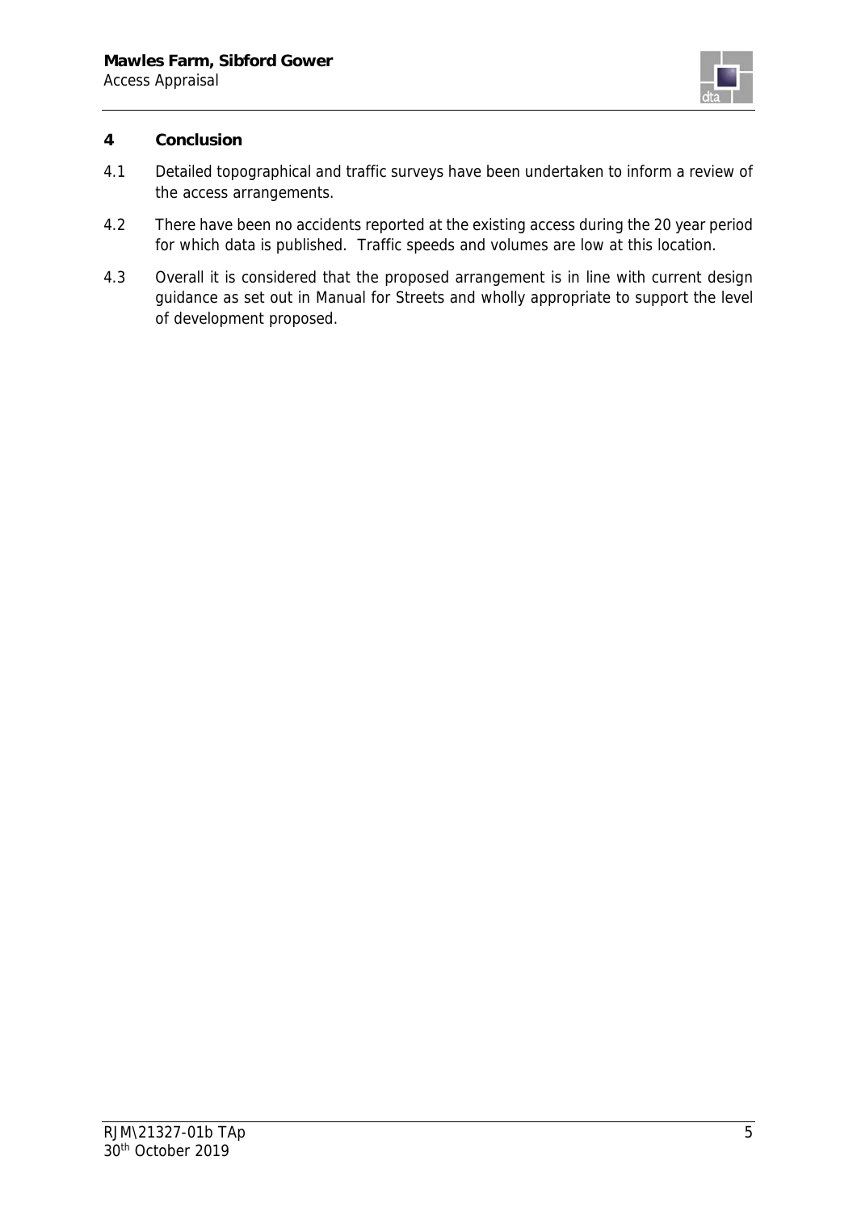## 4 Conclusion

4.1 Detailed topographical and traffic surveys have been undertaken to inform a review of the access arrangements.

4.2 There have been no accidents reported at the existing access during the 20 year period for which data is published. Traffic speeds and volumes are low at this location.

4.3 Overall it is considered that the proposed arrangement is in line with current design guidance as set out in Manual for Streets and wholly appropriate to support the level of development proposed.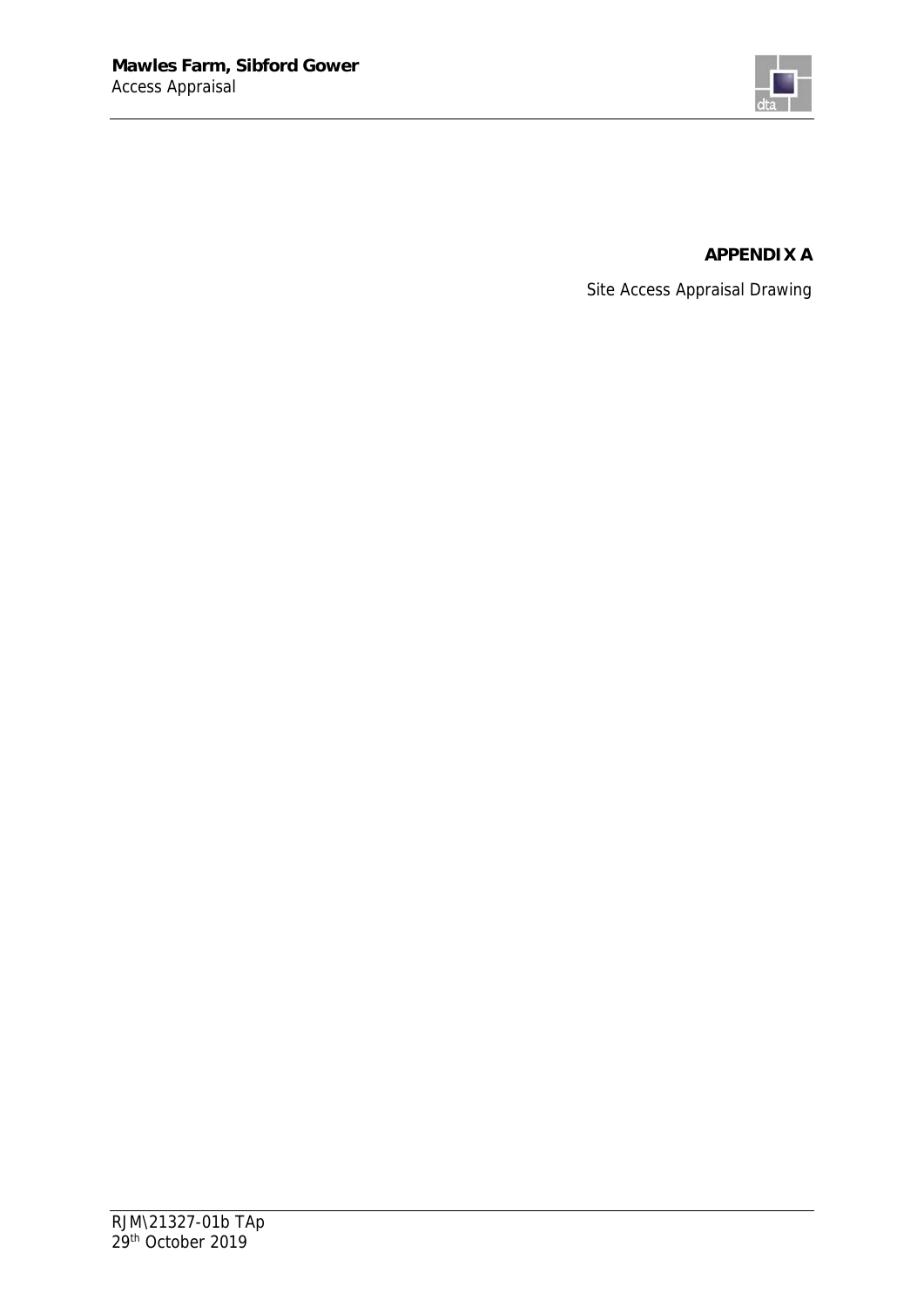**APPENDIX A**

Site Access Appraisal Drawing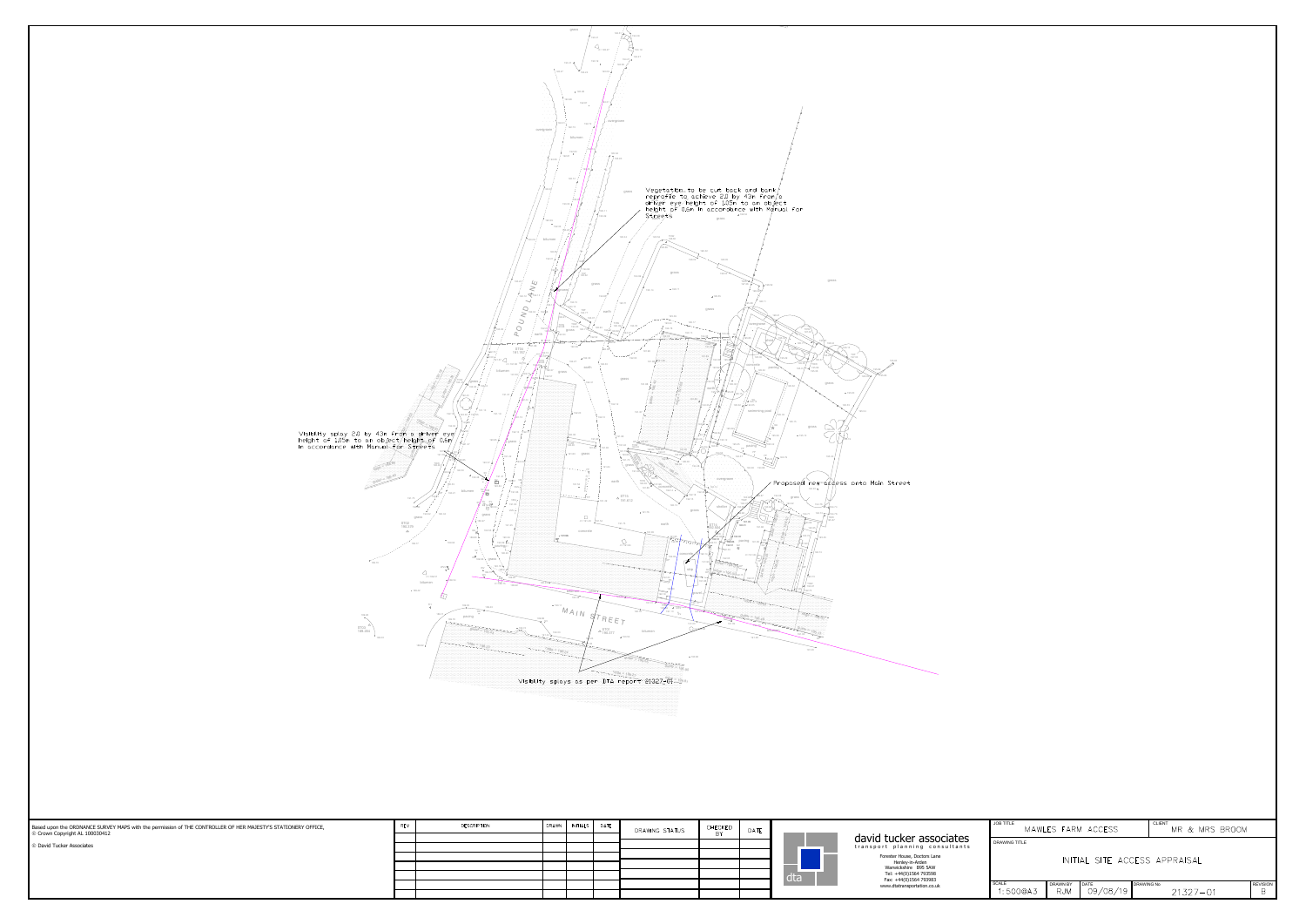Vegetation to be cut back and bank reprofile to achieve 2.0 by 43m from a driver eye height of 1.05m to an object height of 0.6m in accordance with Manual for Streets

POUND LANE

Visibility splay 2.0 by 43m from a driver eye height of 1.05m to an object height of 0.6m in accordance with Manual for Streets

Proposed new access onto Main Street

MAIN STREET

Visibility splays as per DTA report 21327-01

Based upon the ORDNANCE SURVEY MAPS with the permission of THE CONTROLLER OF HER MAJESTY'S STATIONERY OFFICE, © Crown Copyright AL 100030412

© David Tucker Associates

| REV | DESCRIPTION | DRAWN | INITIALS | DATE |
|---|---|---|---|---|
| | | | | |

| DRAWING STATUS | CHECKED BY | DATE |
|---|---|---|
| | | |

**david tucker associates**
transport planning consultants

Forester House, Doctors Lane
Henley-in-Arden
Warwickshire B95 5AW
Tel: +44(0)1564 793598
Fax: +44(0)1564 793983
www.dtatransportation.co.uk

| JOB TITLE | CLIENT |
|---|---|
| MAWLES FARM ACCESS | MR & MRS BROOM |

DRAWING TITLE: INITIAL SITE ACCESS APPRAISAL

| SCALE | DRAWN BY | DATE | DRAWING No | REVISION |
|---|---|---|---|---|
| 1:500@A3 | RJM | 09/08/19 | 21327-01 | B |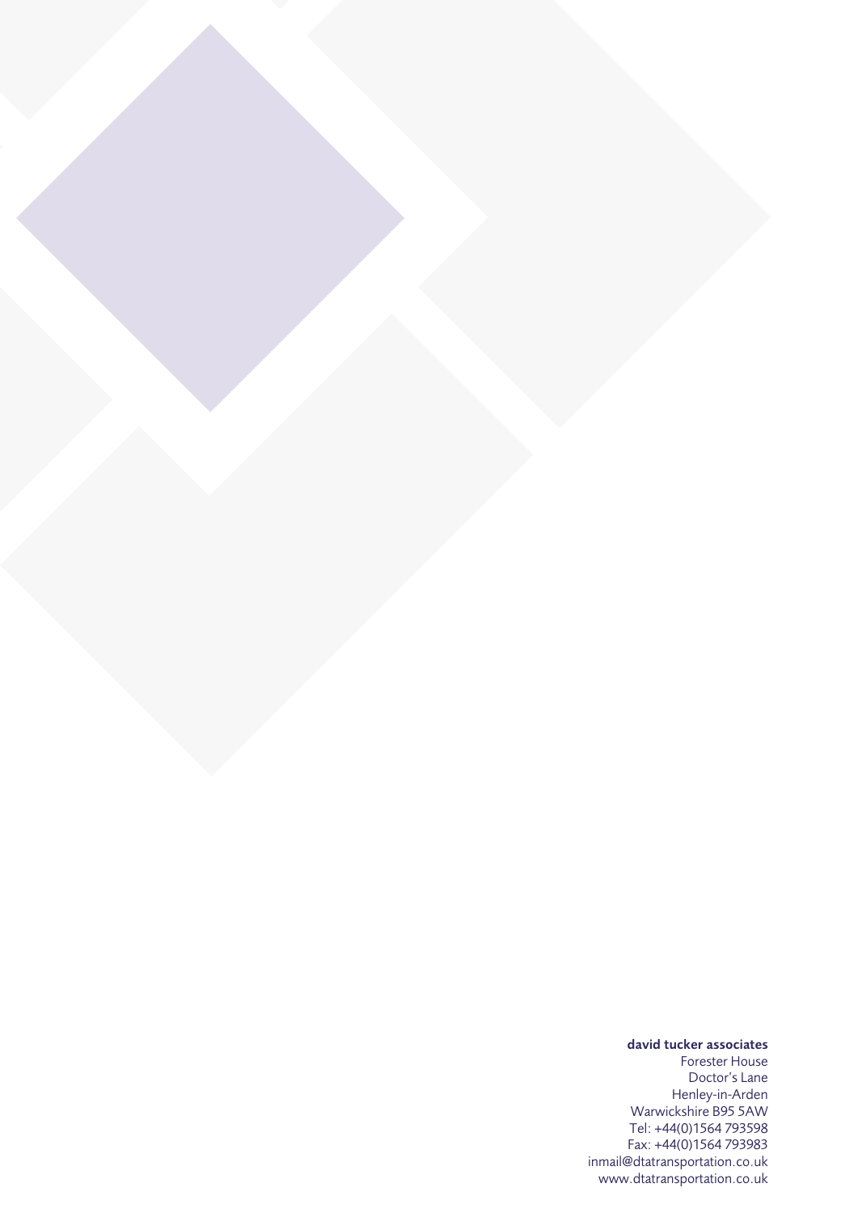**david tucker associates**

Forester House
Doctor's Lane
Henley-in-Arden
Warwickshire B95 5AW
Tel: +44(0)1564 793598
Fax: +44(0)1564 793983
inmail@dtatransportation.co.uk
www.dtatransportation.co.uk